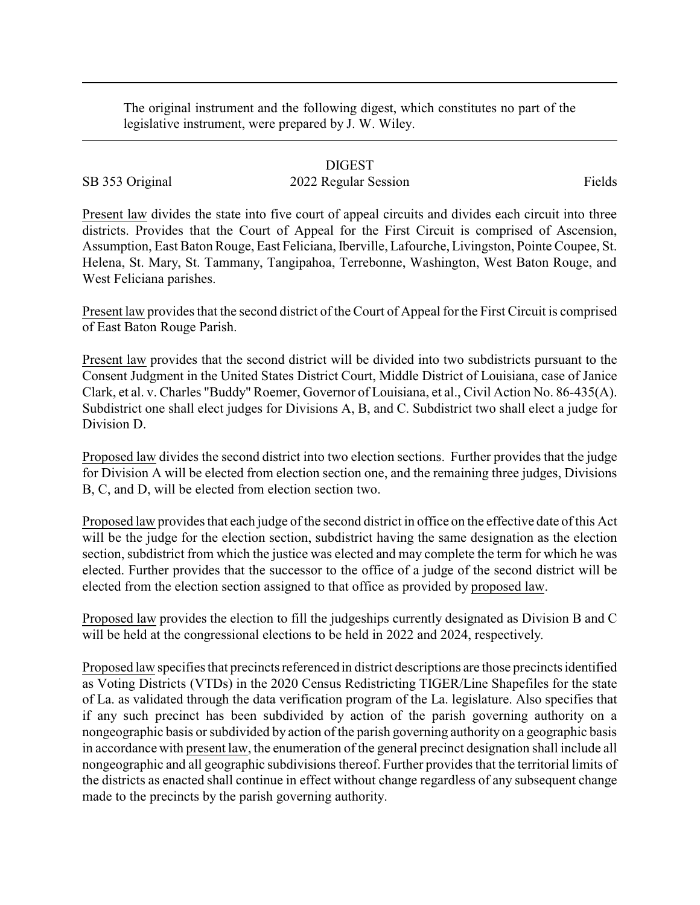The original instrument and the following digest, which constitutes no part of the legislative instrument, were prepared by J. W. Wiley.

DIGEST

SB 353 Original 2022 Regular Session Fields

Present law divides the state into five court of appeal circuits and divides each circuit into three districts. Provides that the Court of Appeal for the First Circuit is comprised of Ascension, Assumption, East Baton Rouge, East Feliciana, Iberville, Lafourche, Livingston, Pointe Coupee, St. Helena, St. Mary, St. Tammany, Tangipahoa, Terrebonne, Washington, West Baton Rouge, and West Feliciana parishes.

Present law provides that the second district of the Court of Appeal for the First Circuit is comprised of East Baton Rouge Parish.

Present law provides that the second district will be divided into two subdistricts pursuant to the Consent Judgment in the United States District Court, Middle District of Louisiana, case of Janice Clark, et al. v. Charles "Buddy" Roemer, Governor of Louisiana, et al., Civil Action No. 86-435(A). Subdistrict one shall elect judges for Divisions A, B, and C. Subdistrict two shall elect a judge for Division D.

Proposed law divides the second district into two election sections. Further provides that the judge for Division A will be elected from election section one, and the remaining three judges, Divisions B, C, and D, will be elected from election section two.

Proposed law provides that each judge of the second district in office on the effective date of this Act will be the judge for the election section, subdistrict having the same designation as the election section, subdistrict from which the justice was elected and may complete the term for which he was elected. Further provides that the successor to the office of a judge of the second district will be elected from the election section assigned to that office as provided by proposed law.

Proposed law provides the election to fill the judgeships currently designated as Division B and C will be held at the congressional elections to be held in 2022 and 2024, respectively.

Proposed law specifies that precincts referenced in district descriptions are those precincts identified as Voting Districts (VTDs) in the 2020 Census Redistricting TIGER/Line Shapefiles for the state of La. as validated through the data verification program of the La. legislature. Also specifies that if any such precinct has been subdivided by action of the parish governing authority on a nongeographic basis or subdivided by action of the parish governing authority on a geographic basis in accordance with present law, the enumeration of the general precinct designation shall include all nongeographic and all geographic subdivisions thereof. Further provides that the territorial limits of the districts as enacted shall continue in effect without change regardless of any subsequent change made to the precincts by the parish governing authority.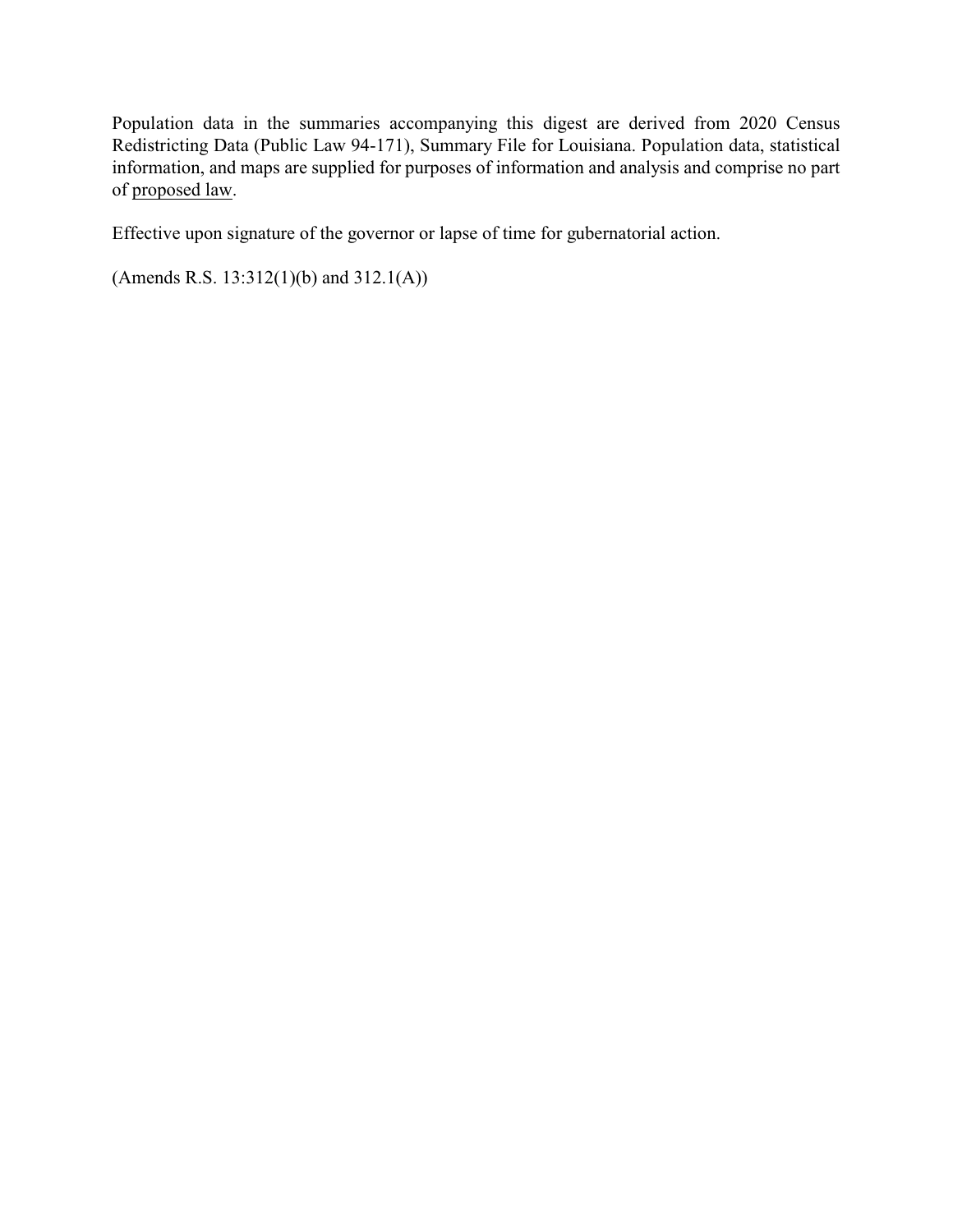Population data in the summaries accompanying this digest are derived from 2020 Census Redistricting Data (Public Law 94-171), Summary File for Louisiana. Population data, statistical information, and maps are supplied for purposes of information and analysis and comprise no part of proposed law.

Effective upon signature of the governor or lapse of time for gubernatorial action.

(Amends R.S. 13:312(1)(b) and 312.1(A))